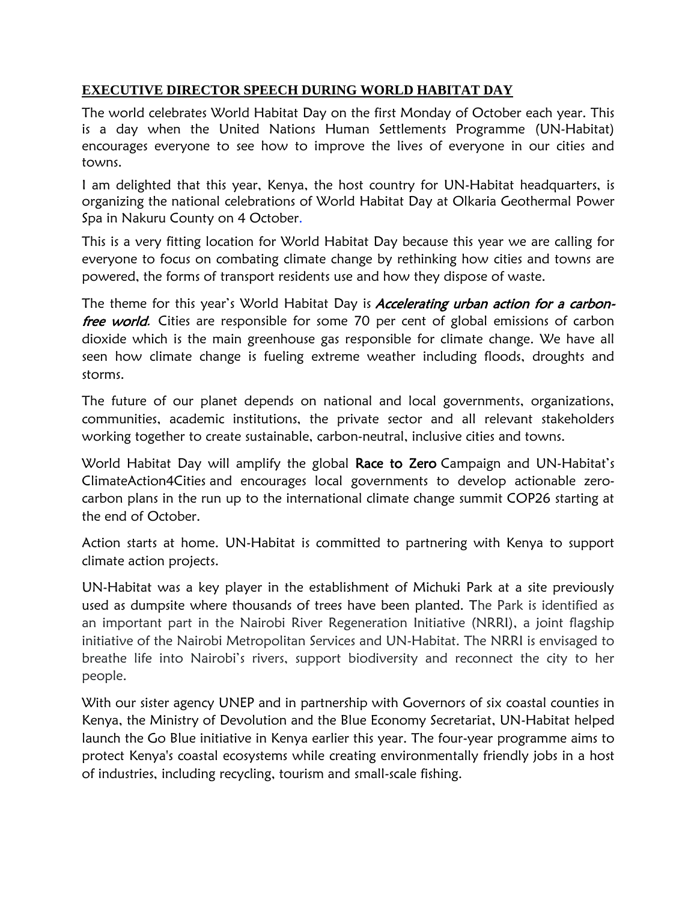## EXECUTIVE DIRECTOR SPEECH DURING WORLD HABITAT DAY

The world celebrates World Habitat Day on the first Monday of October each year. This is a day when the United Nations Human Settlements Programme (UN-Habitat) encourages everyone to see how to improve the lives of everyone in our cities and towns.

I am delighted that this year, Kenya, the host country for UN-Habitat headquarters, is organizing the national celebrations of World Habitat Day at Olkaria Geothermal Power Spa in Nakuru County on 4 October.

This is a very fitting location for World Habitat Day because this year we are calling for everyone to focus on combating climate change by rethinking how cities and towns are powered, the forms of transport residents use and how they dispose of waste.

The theme for this year's World Habitat Day is *Accelerating urban action for a carbon-free world.* Cities are responsible for some 70 per cent of global emissions of carbon dioxide which is the main greenhouse gas responsible for climate change. We have all seen how climate change is fueling extreme weather including floods, droughts and storms.

The future of our planet depends on national and local governments, organizations, communities, academic institutions, the private sector and all relevant stakeholders working together to create sustainable, carbon-neutral, inclusive cities and towns.

World Habitat Day will amplify the global Race to Zero Campaign and UN-Habitat's ClimateAction4Cities and encourages local governments to develop actionable zero-carbon plans in the run up to the international climate change summit COP26 starting at the end of October.

Action starts at home. UN-Habitat is committed to partnering with Kenya to support climate action projects.

UN-Habitat was a key player in the establishment of Michuki Park at a site previously used as dumpsite where thousands of trees have been planted. The Park is identified as an important part in the Nairobi River Regeneration Initiative (NRRI), a joint flagship initiative of the Nairobi Metropolitan Services and UN-Habitat. The NRRI is envisaged to breathe life into Nairobi's rivers, support biodiversity and reconnect the city to her people.

With our sister agency UNEP and in partnership with Governors of six coastal counties in Kenya, the Ministry of Devolution and the Blue Economy Secretariat, UN-Habitat helped launch the Go Blue initiative in Kenya earlier this year. The four-year programme aims to protect Kenya's coastal ecosystems while creating environmentally friendly jobs in a host of industries, including recycling, tourism and small-scale fishing.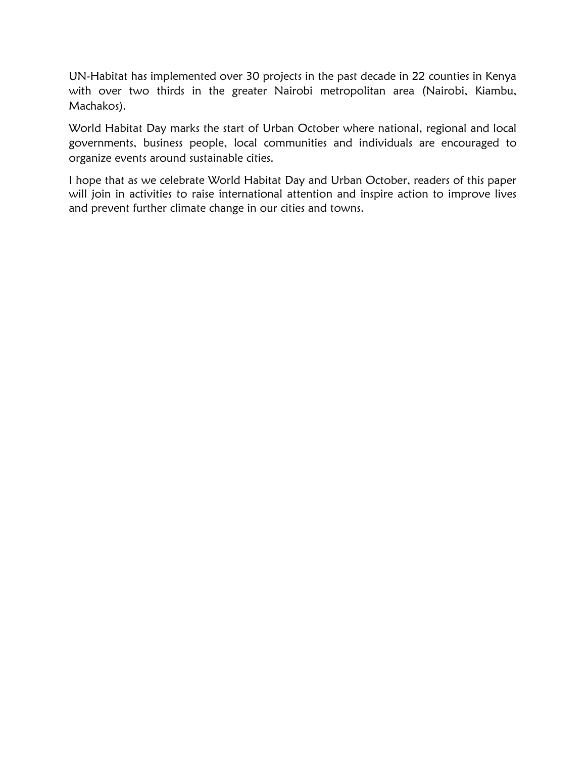UN-Habitat has implemented over 30 projects in the past decade in 22 counties in Kenya with over two thirds in the greater Nairobi metropolitan area (Nairobi, Kiambu, Machakos).

World Habitat Day marks the start of Urban October where national, regional and local governments, business people, local communities and individuals are encouraged to organize events around sustainable cities.

I hope that as we celebrate World Habitat Day and Urban October, readers of this paper will join in activities to raise international attention and inspire action to improve lives and prevent further climate change in our cities and towns.